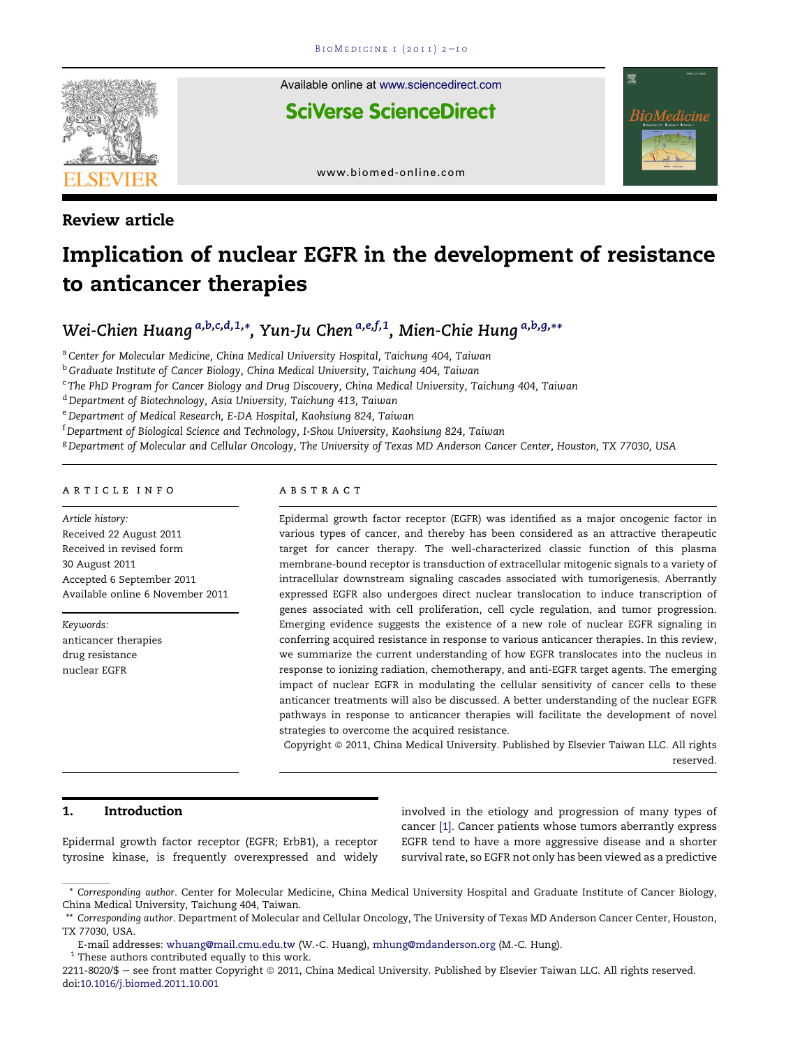Review article

# Implication of nuclear EGFR in the development of resistance to anticancer therapies

*Wei-Chien Huang* [a,b,c,d,1,*], *Yun-Ju Chen* [a,e,f,1], *Mien-Chie Hung* [a,b,g,**]

[a] Center for Molecular Medicine, China Medical University Hospital, Taichung 404, Taiwan
[b] Graduate Institute of Cancer Biology, China Medical University, Taichung 404, Taiwan
[c] The PhD Program for Cancer Biology and Drug Discovery, China Medical University, Taichung 404, Taiwan
[d] Department of Biotechnology, Asia University, Taichung 413, Taiwan
[e] Department of Medical Research, E-DA Hospital, Kaohsiung 824, Taiwan
[f] Department of Biological Science and Technology, I-Shou University, Kaohsiung 824, Taiwan
[g] Department of Molecular and Cellular Oncology, The University of Texas MD Anderson Cancer Center, Houston, TX 77030, USA

ARTICLE INFO

*Article history:*
Received 22 August 2011
Received in revised form
30 August 2011
Accepted 6 September 2011
Available online 6 November 2011

*Keywords:*
anticancer therapies
drug resistance
nuclear EGFR

ABSTRACT

Epidermal growth factor receptor (EGFR) was identified as a major oncogenic factor in various types of cancer, and thereby has been considered as an attractive therapeutic target for cancer therapy. The well-characterized classic function of this plasma membrane-bound receptor is transduction of extracellular mitogenic signals to a variety of intracellular downstream signaling cascades associated with tumorigenesis. Aberrantly expressed EGFR also undergoes direct nuclear translocation to induce transcription of genes associated with cell proliferation, cell cycle regulation, and tumor progression. Emerging evidence suggests the existence of a new role of nuclear EGFR signaling in conferring acquired resistance in response to various anticancer therapies. In this review, we summarize the current understanding of how EGFR translocates into the nucleus in response to ionizing radiation, chemotherapy, and anti-EGFR target agents. The emerging impact of nuclear EGFR in modulating the cellular sensitivity of cancer cells to these anticancer treatments will also be discussed. A better understanding of the nuclear EGFR pathways in response to anticancer therapies will facilitate the development of novel strategies to overcome the acquired resistance.

Copyright © 2011, China Medical University. Published by Elsevier Taiwan LLC. All rights reserved.

## 1. Introduction

Epidermal growth factor receptor (EGFR; ErbB1), a receptor tyrosine kinase, is frequently overexpressed and widely involved in the etiology and progression of many types of cancer [1]. Cancer patients whose tumors aberrantly express EGFR tend to have a more aggressive disease and a shorter survival rate, so EGFR not only has been viewed as a predictive

\* Corresponding author. Center for Molecular Medicine, China Medical University Hospital and Graduate Institute of Cancer Biology, China Medical University, Taichung 404, Taiwan.

\*\* Corresponding author. Department of Molecular and Cellular Oncology, The University of Texas MD Anderson Cancer Center, Houston, TX 77030, USA.

E-mail addresses: whuang@mail.cmu.edu.tw (W.-C. Huang), mhung@mdanderson.org (M.-C. Hung).

[1] These authors contributed equally to this work.

2211-8020/$ – see front matter Copyright © 2011, China Medical University. Published by Elsevier Taiwan LLC. All rights reserved.
doi:10.1016/j.biomed.2011.10.001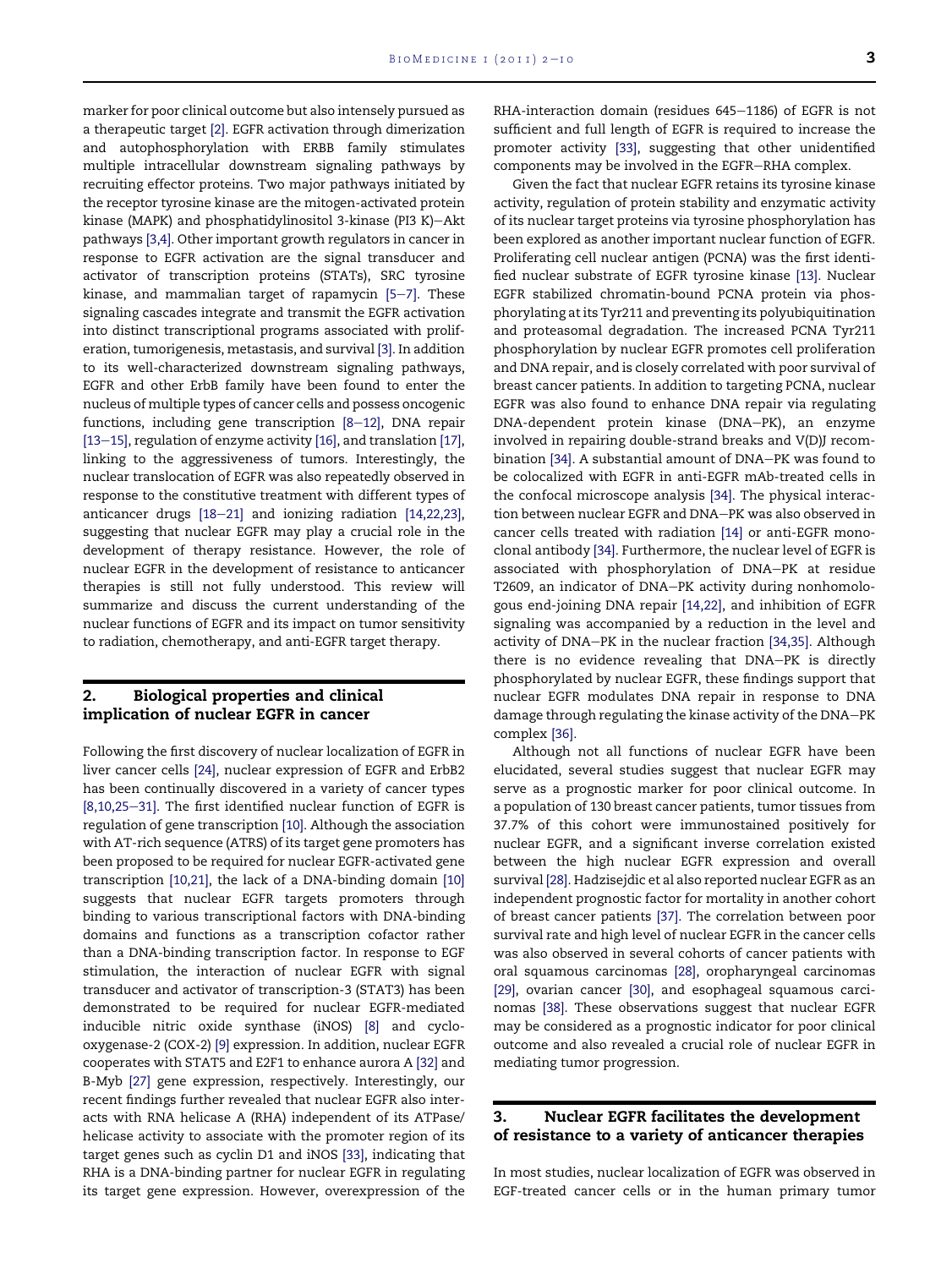marker for poor clinical outcome but also intensely pursued as a therapeutic target [2]. EGFR activation through dimerization and autophosphorylation with ERBB family stimulates multiple intracellular downstream signaling pathways by recruiting effector proteins. Two major pathways initiated by the receptor tyrosine kinase are the mitogen-activated protein kinase (MAPK) and phosphatidylinositol 3-kinase (PI3 K)–Akt pathways [3,4]. Other important growth regulators in cancer in response to EGFR activation are the signal transducer and activator of transcription proteins (STATs), SRC tyrosine kinase, and mammalian target of rapamycin [5–7]. These signaling cascades integrate and transmit the EGFR activation into distinct transcriptional programs associated with proliferation, tumorigenesis, metastasis, and survival [3]. In addition to its well-characterized downstream signaling pathways, EGFR and other ErbB family have been found to enter the nucleus of multiple types of cancer cells and possess oncogenic functions, including gene transcription [8–12], DNA repair [13–15], regulation of enzyme activity [16], and translation [17], linking to the aggressiveness of tumors. Interestingly, the nuclear translocation of EGFR was also repeatedly observed in response to the constitutive treatment with different types of anticancer drugs [18–21] and ionizing radiation [14,22,23], suggesting that nuclear EGFR may play a crucial role in the development of therapy resistance. However, the role of nuclear EGFR in the development of resistance to anticancer therapies is still not fully understood. This review will summarize and discuss the current understanding of the nuclear functions of EGFR and its impact on tumor sensitivity to radiation, chemotherapy, and anti-EGFR target therapy.

## 2. Biological properties and clinical implication of nuclear EGFR in cancer

Following the first discovery of nuclear localization of EGFR in liver cancer cells [24], nuclear expression of EGFR and ErbB2 has been continually discovered in a variety of cancer types [8,10,25–31]. The first identified nuclear function of EGFR is regulation of gene transcription [10]. Although the association with AT-rich sequence (ATRS) of its target gene promoters has been proposed to be required for nuclear EGFR-activated gene transcription [10,21], the lack of a DNA-binding domain [10] suggests that nuclear EGFR targets promoters through binding to various transcriptional factors with DNA-binding domains and functions as a transcription cofactor rather than a DNA-binding transcription factor. In response to EGF stimulation, the interaction of nuclear EGFR with signal transducer and activator of transcription-3 (STAT3) has been demonstrated to be required for nuclear EGFR-mediated inducible nitric oxide synthase (iNOS) [8] and cyclooxygenase-2 (COX-2) [9] expression. In addition, nuclear EGFR cooperates with STAT5 and E2F1 to enhance aurora A [32] and B-Myb [27] gene expression, respectively. Interestingly, our recent findings further revealed that nuclear EGFR also interacts with RNA helicase A (RHA) independent of its ATPase/helicase activity to associate with the promoter region of its target genes such as cyclin D1 and iNOS [33], indicating that RHA is a DNA-binding partner for nuclear EGFR in regulating its target gene expression. However, overexpression of the RHA-interaction domain (residues 645–1186) of EGFR is not sufficient and full length of EGFR is required to increase the promoter activity [33], suggesting that other unidentified components may be involved in the EGFR–RHA complex.

Given the fact that nuclear EGFR retains its tyrosine kinase activity, regulation of protein stability and enzymatic activity of its nuclear target proteins via tyrosine phosphorylation has been explored as another important nuclear function of EGFR. Proliferating cell nuclear antigen (PCNA) was the first identified nuclear substrate of EGFR tyrosine kinase [13]. Nuclear EGFR stabilized chromatin-bound PCNA protein via phosphorylating at its Tyr211 and preventing its polyubiquitination and proteasomal degradation. The increased PCNA Tyr211 phosphorylation by nuclear EGFR promotes cell proliferation and DNA repair, and is closely correlated with poor survival of breast cancer patients. In addition to targeting PCNA, nuclear EGFR was also found to enhance DNA repair via regulating DNA-dependent protein kinase (DNA–PK), an enzyme involved in repairing double-strand breaks and V(D)J recombination [34]. A substantial amount of DNA–PK was found to be colocalized with EGFR in anti-EGFR mAb-treated cells in the confocal microscope analysis [34]. The physical interaction between nuclear EGFR and DNA–PK was also observed in cancer cells treated with radiation [14] or anti-EGFR monoclonal antibody [34]. Furthermore, the nuclear level of EGFR is associated with phosphorylation of DNA–PK at residue T2609, an indicator of DNA–PK activity during nonhomologous end-joining DNA repair [14,22], and inhibition of EGFR signaling was accompanied by a reduction in the level and activity of DNA–PK in the nuclear fraction [34,35]. Although there is no evidence revealing that DNA–PK is directly phosphorylated by nuclear EGFR, these findings support that nuclear EGFR modulates DNA repair in response to DNA damage through regulating the kinase activity of the DNA–PK complex [36].

Although not all functions of nuclear EGFR have been elucidated, several studies suggest that nuclear EGFR may serve as a prognostic marker for poor clinical outcome. In a population of 130 breast cancer patients, tumor tissues from 37.7% of this cohort were immunostained positively for nuclear EGFR, and a significant inverse correlation existed between the high nuclear EGFR expression and overall survival [28]. Hadzisejdic et al also reported nuclear EGFR as an independent prognostic factor for mortality in another cohort of breast cancer patients [37]. The correlation between poor survival rate and high level of nuclear EGFR in the cancer cells was also observed in several cohorts of cancer patients with oral squamous carcinomas [28], oropharyngeal carcinomas [29], ovarian cancer [30], and esophageal squamous carcinomas [38]. These observations suggest that nuclear EGFR may be considered as a prognostic indicator for poor clinical outcome and also revealed a crucial role of nuclear EGFR in mediating tumor progression.

## 3. Nuclear EGFR facilitates the development of resistance to a variety of anticancer therapies

In most studies, nuclear localization of EGFR was observed in EGF-treated cancer cells or in the human primary tumor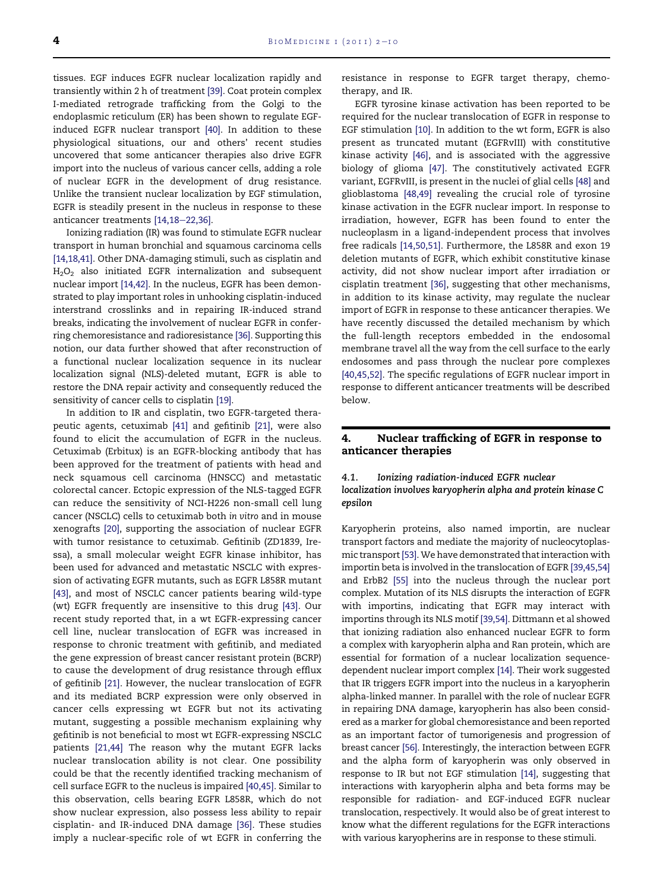tissues. EGF induces EGFR nuclear localization rapidly and transiently within 2 h of treatment [39]. Coat protein complex I-mediated retrograde trafficking from the Golgi to the endoplasmic reticulum (ER) has been shown to regulate EGF-induced EGFR nuclear transport [40]. In addition to these physiological situations, our and others' recent studies uncovered that some anticancer therapies also drive EGFR import into the nucleus of various cancer cells, adding a role of nuclear EGFR in the development of drug resistance. Unlike the transient nuclear localization by EGF stimulation, EGFR is steadily present in the nucleus in response to these anticancer treatments [14,18–22,36].

Ionizing radiation (IR) was found to stimulate EGFR nuclear transport in human bronchial and squamous carcinoma cells [14,18,41]. Other DNA-damaging stimuli, such as cisplatin and $H_2O_2$ also initiated EGFR internalization and subsequent nuclear import [14,42]. In the nucleus, EGFR has been demonstrated to play important roles in unhooking cisplatin-induced interstrand crosslinks and in repairing IR-induced strand breaks, indicating the involvement of nuclear EGFR in conferring chemoresistance and radioresistance [36]. Supporting this notion, our data further showed that after reconstruction of a functional nuclear localization sequence in its nuclear localization signal (NLS)-deleted mutant, EGFR is able to restore the DNA repair activity and consequently reduced the sensitivity of cancer cells to cisplatin [19].

In addition to IR and cisplatin, two EGFR-targeted therapeutic agents, cetuximab [41] and gefitinib [21], were also found to elicit the accumulation of EGFR in the nucleus. Cetuximab (Erbitux) is an EGFR-blocking antibody that has been approved for the treatment of patients with head and neck squamous cell carcinoma (HNSCC) and metastatic colorectal cancer. Ectopic expression of the NLS-tagged EGFR can reduce the sensitivity of NCI-H226 non-small cell lung cancer (NSCLC) cells to cetuximab both *in vitro* and in mouse xenografts [20], supporting the association of nuclear EGFR with tumor resistance to cetuximab. Gefitinib (ZD1839, Iressa), a small molecular weight EGFR kinase inhibitor, has been used for advanced and metastatic NSCLC with expression of activating EGFR mutants, such as EGFR L858R mutant [43], and most of NSCLC cancer patients bearing wild-type (wt) EGFR frequently are insensitive to this drug [43]. Our recent study reported that, in a wt EGFR-expressing cancer cell line, nuclear translocation of EGFR was increased in response to chronic treatment with gefitinib, and mediated the gene expression of breast cancer resistant protein (BCRP) to cause the development of drug resistance through efflux of gefitinib [21]. However, the nuclear translocation of EGFR and its mediated BCRP expression were only observed in cancer cells expressing wt EGFR but not its activating mutant, suggesting a possible mechanism explaining why gefitinib is not beneficial to most wt EGFR-expressing NSCLC patients [21,44] The reason why the mutant EGFR lacks nuclear translocation ability is not clear. One possibility could be that the recently identified tracking mechanism of cell surface EGFR to the nucleus is impaired [40,45]. Similar to this observation, cells bearing EGFR L858R, which do not show nuclear expression, also possess less ability to repair cisplatin- and IR-induced DNA damage [36]. These studies imply a nuclear-specific role of wt EGFR in conferring the resistance in response to EGFR target therapy, chemotherapy, and IR.

EGFR tyrosine kinase activation has been reported to be required for the nuclear translocation of EGFR in response to EGF stimulation [10]. In addition to the wt form, EGFR is also present as truncated mutant (EGFRvIII) with constitutive kinase activity [46], and is associated with the aggressive biology of glioma [47]. The constitutively activated EGFR variant, EGFRvIII, is present in the nuclei of glial cells [48] and glioblastoma [48,49] revealing the crucial role of tyrosine kinase activation in the EGFR nuclear import. In response to irradiation, however, EGFR has been found to enter the nucleoplasm in a ligand-independent process that involves free radicals [14,50,51]. Furthermore, the L858R and exon 19 deletion mutants of EGFR, which exhibit constitutive kinase activity, did not show nuclear import after irradiation or cisplatin treatment [36], suggesting that other mechanisms, in addition to its kinase activity, may regulate the nuclear import of EGFR in response to these anticancer therapies. We have recently discussed the detailed mechanism by which the full-length receptors embedded in the endosomal membrane travel all the way from the cell surface to the early endosomes and pass through the nuclear pore complexes [40,45,52]. The specific regulations of EGFR nuclear import in response to different anticancer treatments will be described below.

## 4. Nuclear trafficking of EGFR in response to anticancer therapies

### 4.1. Ionizing radiation-induced EGFR nuclear localization involves karyopherin alpha and protein kinase C epsilon

Karyopherin proteins, also named importin, are nuclear transport factors and mediate the majority of nucleocytoplasmic transport [53]. We have demonstrated that interaction with importin beta is involved in the translocation of EGFR [39,45,54] and ErbB2 [55] into the nucleus through the nuclear port complex. Mutation of its NLS disrupts the interaction of EGFR with importins, indicating that EGFR may interact with importins through its NLS motif [39,54]. Dittmann et al showed that ionizing radiation also enhanced nuclear EGFR to form a complex with karyopherin alpha and Ran protein, which are essential for formation of a nuclear localization sequence-dependent nuclear import complex [14]. Their work suggested that IR triggers EGFR import into the nucleus in a karyopherin alpha-linked manner. In parallel with the role of nuclear EGFR in repairing DNA damage, karyopherin has also been considered as a marker for global chemoresistance and been reported as an important factor of tumorigenesis and progression of breast cancer [56]. Interestingly, the interaction between EGFR and the alpha form of karyopherin was only observed in response to IR but not EGF stimulation [14], suggesting that interactions with karyopherin alpha and beta forms may be responsible for radiation- and EGF-induced EGFR nuclear translocation, respectively. It would also be of great interest to know what the different regulations for the EGFR interactions with various karyopherins are in response to these stimuli.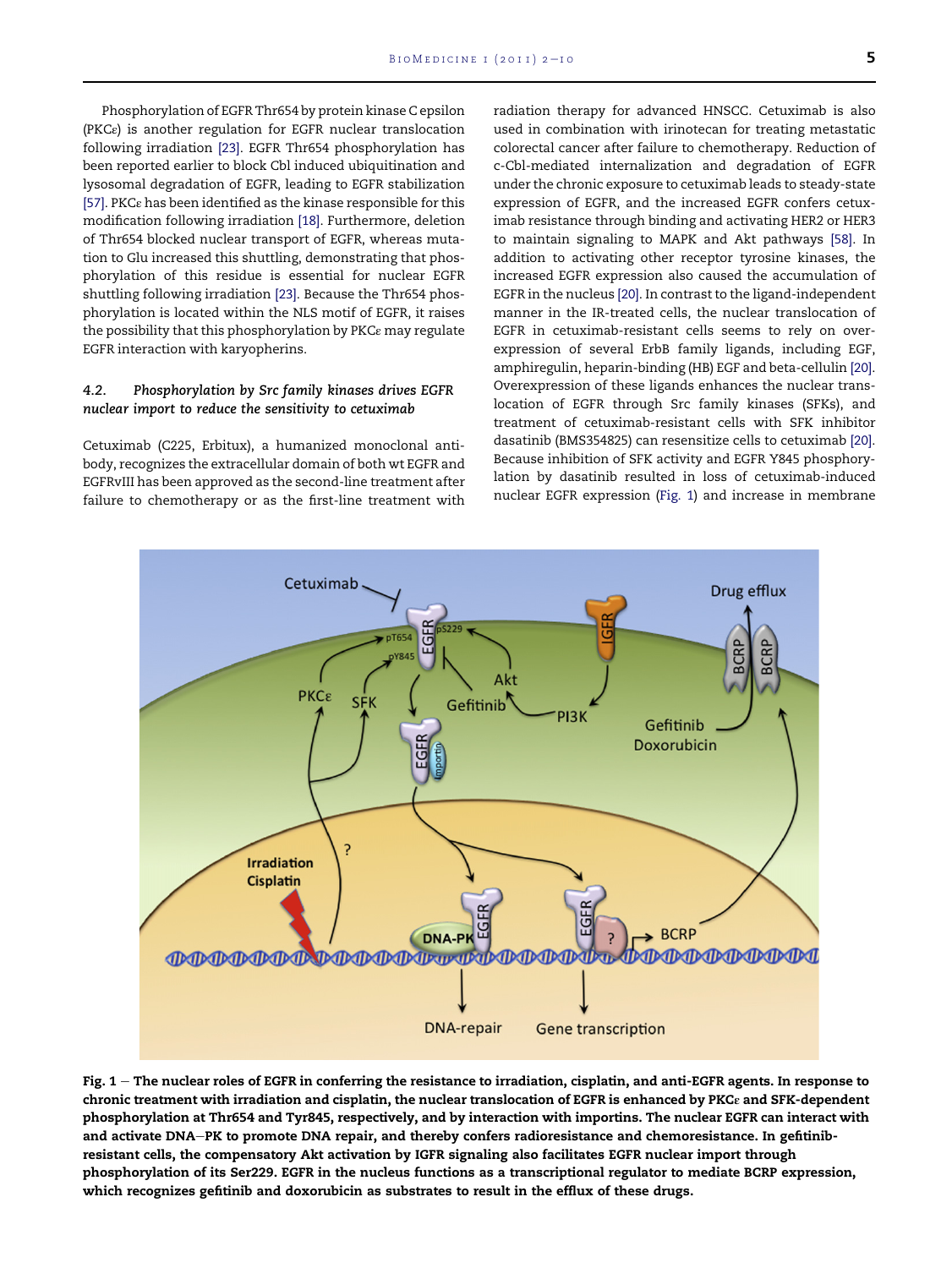Phosphorylation of EGFR Thr654 by protein kinase C epsilon (PKCε) is another regulation for EGFR nuclear translocation following irradiation [23]. EGFR Thr654 phosphorylation has been reported earlier to block Cbl induced ubiquitination and lysosomal degradation of EGFR, leading to EGFR stabilization [57]. PKCε has been identified as the kinase responsible for this modification following irradiation [18]. Furthermore, deletion of Thr654 blocked nuclear transport of EGFR, whereas mutation to Glu increased this shuttling, demonstrating that phosphorylation of this residue is essential for nuclear EGFR shuttling following irradiation [23]. Because the Thr654 phosphorylation is located within the NLS motif of EGFR, it raises the possibility that this phosphorylation by PKCε may regulate EGFR interaction with karyopherins.

### 4.2. *Phosphorylation by Src family kinases drives EGFR nuclear import to reduce the sensitivity to cetuximab*

Cetuximab (C225, Erbitux), a humanized monoclonal antibody, recognizes the extracellular domain of both wt EGFR and EGFRvIII has been approved as the second-line treatment after failure to chemotherapy or as the first-line treatment with radiation therapy for advanced HNSCC. Cetuximab is also used in combination with irinotecan for treating metastatic colorectal cancer after failure to chemotherapy. Reduction of c-Cbl-mediated internalization and degradation of EGFR under the chronic exposure to cetuximab leads to steady-state expression of EGFR, and the increased EGFR confers cetuximab resistance through binding and activating HER2 or HER3 to maintain signaling to MAPK and Akt pathways [58]. In addition to activating other receptor tyrosine kinases, the increased EGFR expression also caused the accumulation of EGFR in the nucleus [20]. In contrast to the ligand-independent manner in the IR-treated cells, the nuclear translocation of EGFR in cetuximab-resistant cells seems to rely on overexpression of several ErbB family ligands, including EGF, amphiregulin, heparin-binding (HB) EGF and beta-cellulin [20]. Overexpression of these ligands enhances the nuclear translocation of EGFR through Src family kinases (SFKs), and treatment of cetuximab-resistant cells with SFK inhibitor dasatinib (BMS354825) can resensitize cells to cetuximab [20]. Because inhibition of SFK activity and EGFR Y845 phosphorylation by dasatinib resulted in loss of cetuximab-induced nuclear EGFR expression (Fig. 1) and increase in membrane

**Fig. 1 – The nuclear roles of EGFR in conferring the resistance to irradiation, cisplatin, and anti-EGFR agents. In response to chronic treatment with irradiation and cisplatin, the nuclear translocation of EGFR is enhanced by PKCε and SFK-dependent phosphorylation at Thr654 and Tyr845, respectively, and by interaction with importins. The nuclear EGFR can interact with and activate DNA–PK to promote DNA repair, and thereby confers radioresistance and chemoresistance. In gefitinib-resistant cells, the compensatory Akt activation by IGFR signaling also facilitates EGFR nuclear import through phosphorylation of its Ser229. EGFR in the nucleus functions as a transcriptional regulator to mediate BCRP expression, which recognizes gefitinib and doxorubicin as substrates to result in the efflux of these drugs.**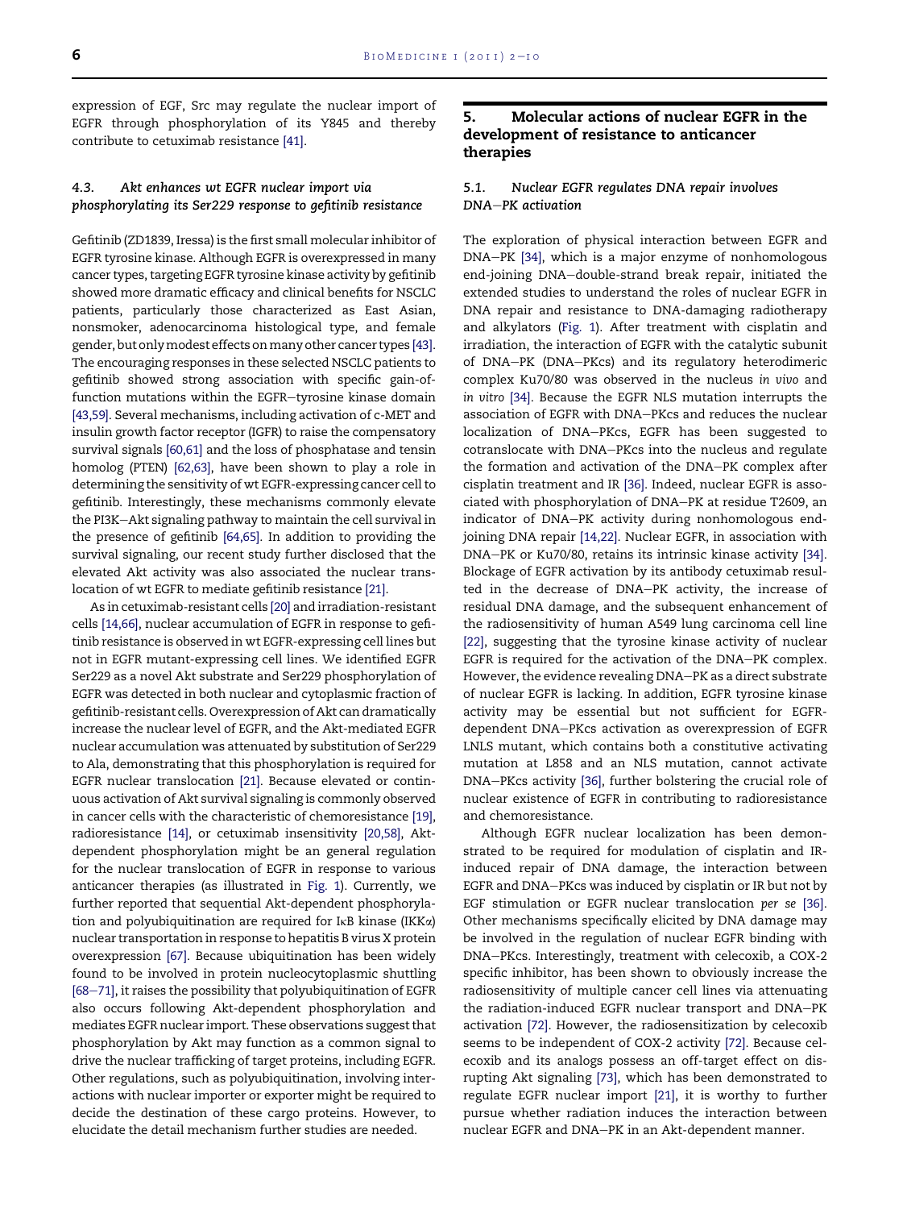expression of EGF, Src may regulate the nuclear import of EGFR through phosphorylation of its Y845 and thereby contribute to cetuximab resistance [41].

### 4.3. Akt enhances wt EGFR nuclear import via phosphorylating its Ser229 response to gefitinib resistance

Gefitinib (ZD1839, Iressa) is the first small molecular inhibitor of EGFR tyrosine kinase. Although EGFR is overexpressed in many cancer types, targeting EGFR tyrosine kinase activity by gefitinib showed more dramatic efficacy and clinical benefits for NSCLC patients, particularly those characterized as East Asian, nonsmoker, adenocarcinoma histological type, and female gender, but only modest effects on many other cancer types [43]. The encouraging responses in these selected NSCLC patients to gefitinib showed strong association with specific gain-of-function mutations within the EGFR–tyrosine kinase domain [43,59]. Several mechanisms, including activation of c-MET and insulin growth factor receptor (IGFR) to raise the compensatory survival signals [60,61] and the loss of phosphatase and tensin homolog (PTEN) [62,63], have been shown to play a role in determining the sensitivity of wt EGFR-expressing cancer cell to gefitinib. Interestingly, these mechanisms commonly elevate the PI3K–Akt signaling pathway to maintain the cell survival in the presence of gefitinib [64,65]. In addition to providing the survival signaling, our recent study further disclosed that the elevated Akt activity was also associated the nuclear translocation of wt EGFR to mediate gefitinib resistance [21].

As in cetuximab-resistant cells [20] and irradiation-resistant cells [14,66], nuclear accumulation of EGFR in response to gefitinib resistance is observed in wt EGFR-expressing cell lines but not in EGFR mutant-expressing cell lines. We identified EGFR Ser229 as a novel Akt substrate and Ser229 phosphorylation of EGFR was detected in both nuclear and cytoplasmic fraction of gefitinib-resistant cells. Overexpression of Akt can dramatically increase the nuclear level of EGFR, and the Akt-mediated EGFR nuclear accumulation was attenuated by substitution of Ser229 to Ala, demonstrating that this phosphorylation is required for EGFR nuclear translocation [21]. Because elevated or continuous activation of Akt survival signaling is commonly observed in cancer cells with the characteristic of chemoresistance [19], radioresistance [14], or cetuximab insensitivity [20,58], Akt-dependent phosphorylation might be an general regulation for the nuclear translocation of EGFR in response to various anticancer therapies (as illustrated in Fig. 1). Currently, we further reported that sequential Akt-dependent phosphorylation and polyubiquitination are required for IκB kinase (IKKα) nuclear transportation in response to hepatitis B virus X protein overexpression [67]. Because ubiquitination has been widely found to be involved in protein nucleocytoplasmic shuttling [68–71], it raises the possibility that polyubiquitination of EGFR also occurs following Akt-dependent phosphorylation and mediates EGFR nuclear import. These observations suggest that phosphorylation by Akt may function as a common signal to drive the nuclear trafficking of target proteins, including EGFR. Other regulations, such as polyubiquitination, involving interactions with nuclear importer or exporter might be required to decide the destination of these cargo proteins. However, to elucidate the detail mechanism further studies are needed.

## 5. Molecular actions of nuclear EGFR in the development of resistance to anticancer therapies

### 5.1. Nuclear EGFR regulates DNA repair involves DNA–PK activation

The exploration of physical interaction between EGFR and DNA–PK [34], which is a major enzyme of nonhomologous end-joining DNA–double-strand break repair, initiated the extended studies to understand the roles of nuclear EGFR in DNA repair and resistance to DNA-damaging radiotherapy and alkylators (Fig. 1). After treatment with cisplatin and irradiation, the interaction of EGFR with the catalytic subunit of DNA–PK (DNA–PKcs) and its regulatory heterodimeric complex Ku70/80 was observed in the nucleus *in vivo* and *in vitro* [34]. Because the EGFR NLS mutation interrupts the association of EGFR with DNA–PKcs and reduces the nuclear localization of DNA–PKcs, EGFR has been suggested to cotranslocate with DNA–PKcs into the nucleus and regulate the formation and activation of the DNA–PK complex after cisplatin treatment and IR [36]. Indeed, nuclear EGFR is associated with phosphorylation of DNA–PK at residue T2609, an indicator of DNA–PK activity during nonhomologous end-joining DNA repair [14,22]. Nuclear EGFR, in association with DNA–PK or Ku70/80, retains its intrinsic kinase activity [34]. Blockage of EGFR activation by its antibody cetuximab resulted in the decrease of DNA–PK activity, the increase of residual DNA damage, and the subsequent enhancement of the radiosensitivity of human A549 lung carcinoma cell line [22], suggesting that the tyrosine kinase activity of nuclear EGFR is required for the activation of the DNA–PK complex. However, the evidence revealing DNA–PK as a direct substrate of nuclear EGFR is lacking. In addition, EGFR tyrosine kinase activity may be essential but not sufficient for EGFR-dependent DNA–PKcs activation as overexpression of EGFR LNLS mutant, which contains both a constitutive activating mutation at L858 and an NLS mutation, cannot activate DNA–PKcs activity [36], further bolstering the crucial role of nuclear existence of EGFR in contributing to radioresistance and chemoresistance.

Although EGFR nuclear localization has been demonstrated to be required for modulation of cisplatin and IR-induced repair of DNA damage, the interaction between EGFR and DNA–PKcs was induced by cisplatin or IR but not by EGF stimulation or EGFR nuclear translocation *per se* [36]. Other mechanisms specifically elicited by DNA damage may be involved in the regulation of nuclear EGFR binding with DNA–PKcs. Interestingly, treatment with celecoxib, a COX-2 specific inhibitor, has been shown to obviously increase the radiosensitivity of multiple cancer cell lines via attenuating the radiation-induced EGFR nuclear transport and DNA–PK activation [72]. However, the radiosensitization by celecoxib seems to be independent of COX-2 activity [72]. Because celecoxib and its analogs possess an off-target effect on disrupting Akt signaling [73], which has been demonstrated to regulate EGFR nuclear import [21], it is worthy to further pursue whether radiation induces the interaction between nuclear EGFR and DNA–PK in an Akt-dependent manner.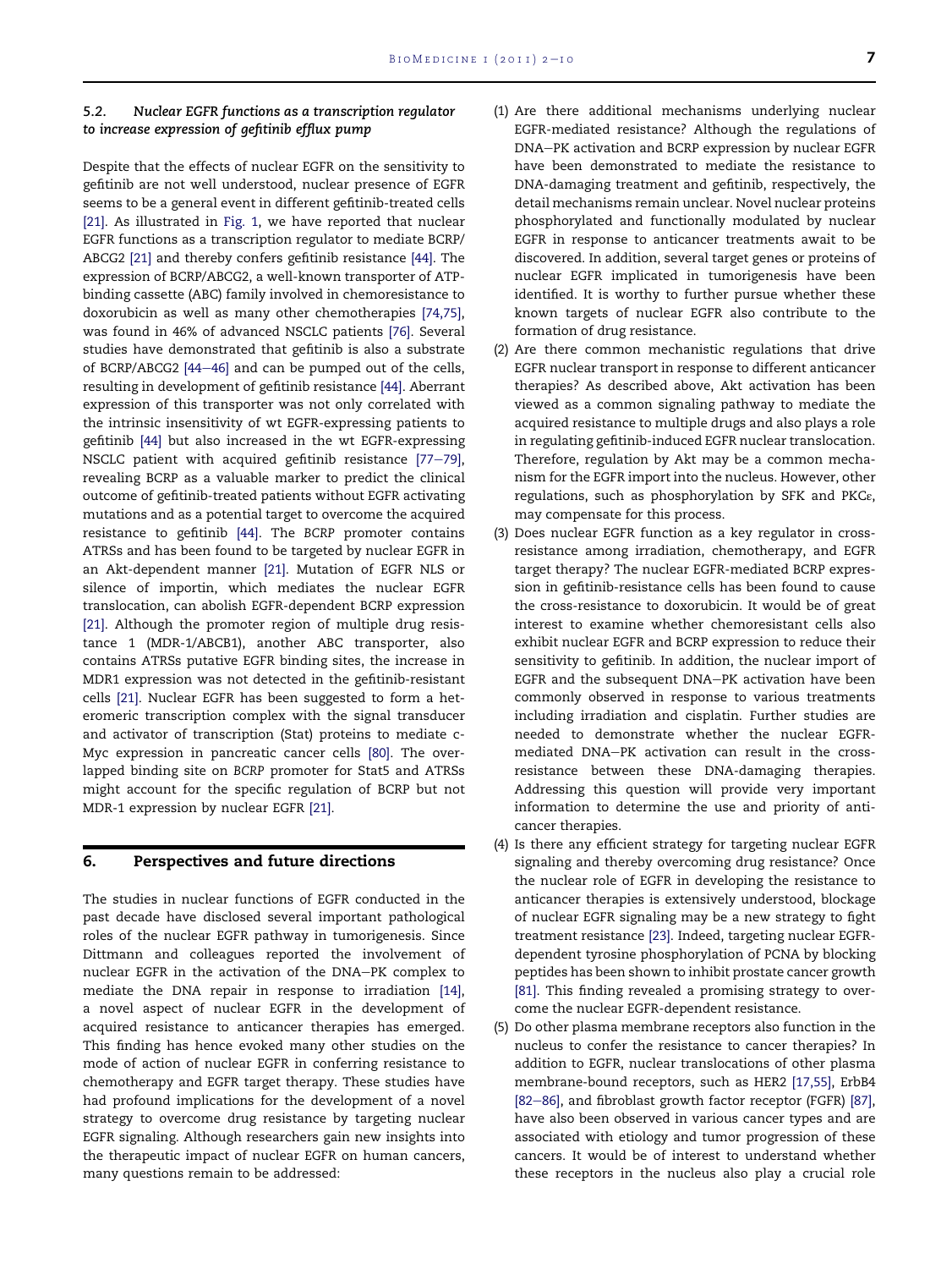### 5.2. Nuclear EGFR functions as a transcription regulator to increase expression of gefitinib efflux pump

Despite that the effects of nuclear EGFR on the sensitivity to gefitinib are not well understood, nuclear presence of EGFR seems to be a general event in different gefitinib-treated cells [21]. As illustrated in Fig. 1, we have reported that nuclear EGFR functions as a transcription regulator to mediate BCRP/ABCG2 [21] and thereby confers gefitinib resistance [44]. The expression of BCRP/ABCG2, a well-known transporter of ATP-binding cassette (ABC) family involved in chemoresistance to doxorubicin as well as many other chemotherapies [74,75], was found in 46% of advanced NSCLC patients [76]. Several studies have demonstrated that gefitinib is also a substrate of BCRP/ABCG2 [44–46] and can be pumped out of the cells, resulting in development of gefitinib resistance [44]. Aberrant expression of this transporter was not only correlated with the intrinsic insensitivity of wt EGFR-expressing patients to gefitinib [44] but also increased in the wt EGFR-expressing NSCLC patient with acquired gefitinib resistance [77–79], revealing BCRP as a valuable marker to predict the clinical outcome of gefitinib-treated patients without EGFR activating mutations and as a potential target to overcome the acquired resistance to gefitinib [44]. The *BCRP* promoter contains ATRSs and has been found to be targeted by nuclear EGFR in an Akt-dependent manner [21]. Mutation of EGFR NLS or silence of importin, which mediates the nuclear EGFR translocation, can abolish EGFR-dependent BCRP expression [21]. Although the promoter region of multiple drug resistance 1 (MDR-1/ABCB1), another ABC transporter, also contains ATRSs putative EGFR binding sites, the increase in MDR1 expression was not detected in the gefitinib-resistant cells [21]. Nuclear EGFR has been suggested to form a heteromeric transcription complex with the signal transducer and activator of transcription (Stat) proteins to mediate c-Myc expression in pancreatic cancer cells [80]. The overlapped binding site on *BCRP* promoter for Stat5 and ATRSs might account for the specific regulation of BCRP but not MDR-1 expression by nuclear EGFR [21].

## 6. Perspectives and future directions

The studies in nuclear functions of EGFR conducted in the past decade have disclosed several important pathological roles of the nuclear EGFR pathway in tumorigenesis. Since Dittmann and colleagues reported the involvement of nuclear EGFR in the activation of the DNA–PK complex to mediate the DNA repair in response to irradiation [14], a novel aspect of nuclear EGFR in the development of acquired resistance to anticancer therapies has emerged. This finding has hence evoked many other studies on the mode of action of nuclear EGFR in conferring resistance to chemotherapy and EGFR target therapy. These studies have had profound implications for the development of a novel strategy to overcome drug resistance by targeting nuclear EGFR signaling. Although researchers gain new insights into the therapeutic impact of nuclear EGFR on human cancers, many questions remain to be addressed:

(1) Are there additional mechanisms underlying nuclear EGFR-mediated resistance? Although the regulations of DNA–PK activation and BCRP expression by nuclear EGFR have been demonstrated to mediate the resistance to DNA-damaging treatment and gefitinib, respectively, the detail mechanisms remain unclear. Novel nuclear proteins phosphorylated and functionally modulated by nuclear EGFR in response to anticancer treatments await to be discovered. In addition, several target genes or proteins of nuclear EGFR implicated in tumorigenesis have been identified. It is worthy to further pursue whether these known targets of nuclear EGFR also contribute to the formation of drug resistance.
(2) Are there common mechanistic regulations that drive EGFR nuclear transport in response to different anticancer therapies? As described above, Akt activation has been viewed as a common signaling pathway to mediate the acquired resistance to multiple drugs and also plays a role in regulating gefitinib-induced EGFR nuclear translocation. Therefore, regulation by Akt may be a common mechanism for the EGFR import into the nucleus. However, other regulations, such as phosphorylation by SFK and PKC$\varepsilon$, may compensate for this process.
(3) Does nuclear EGFR function as a key regulator in cross-resistance among irradiation, chemotherapy, and EGFR target therapy? The nuclear EGFR-mediated BCRP expression in gefitinib-resistance cells has been found to cause the cross-resistance to doxorubicin. It would be of great interest to examine whether chemoresistant cells also exhibit nuclear EGFR and BCRP expression to reduce their sensitivity to gefitinib. In addition, the nuclear import of EGFR and the subsequent DNA–PK activation have been commonly observed in response to various treatments including irradiation and cisplatin. Further studies are needed to demonstrate whether the nuclear EGFR-mediated DNA–PK activation can result in the cross-resistance between these DNA-damaging therapies. Addressing this question will provide very important information to determine the use and priority of anticancer therapies.
(4) Is there any efficient strategy for targeting nuclear EGFR signaling and thereby overcoming drug resistance? Once the nuclear role of EGFR in developing the resistance to anticancer therapies is extensively understood, blockage of nuclear EGFR signaling may be a new strategy to fight treatment resistance [23]. Indeed, targeting nuclear EGFR-dependent tyrosine phosphorylation of PCNA by blocking peptides has been shown to inhibit prostate cancer growth [81]. This finding revealed a promising strategy to overcome the nuclear EGFR-dependent resistance.
(5) Do other plasma membrane receptors also function in the nucleus to confer the resistance to cancer therapies? In addition to EGFR, nuclear translocations of other plasma membrane-bound receptors, such as HER2 [17,55], ErbB4 [82–86], and fibroblast growth factor receptor (FGFR) [87], have also been observed in various cancer types and are associated with etiology and tumor progression of these cancers. It would be of interest to understand whether these receptors in the nucleus also play a crucial role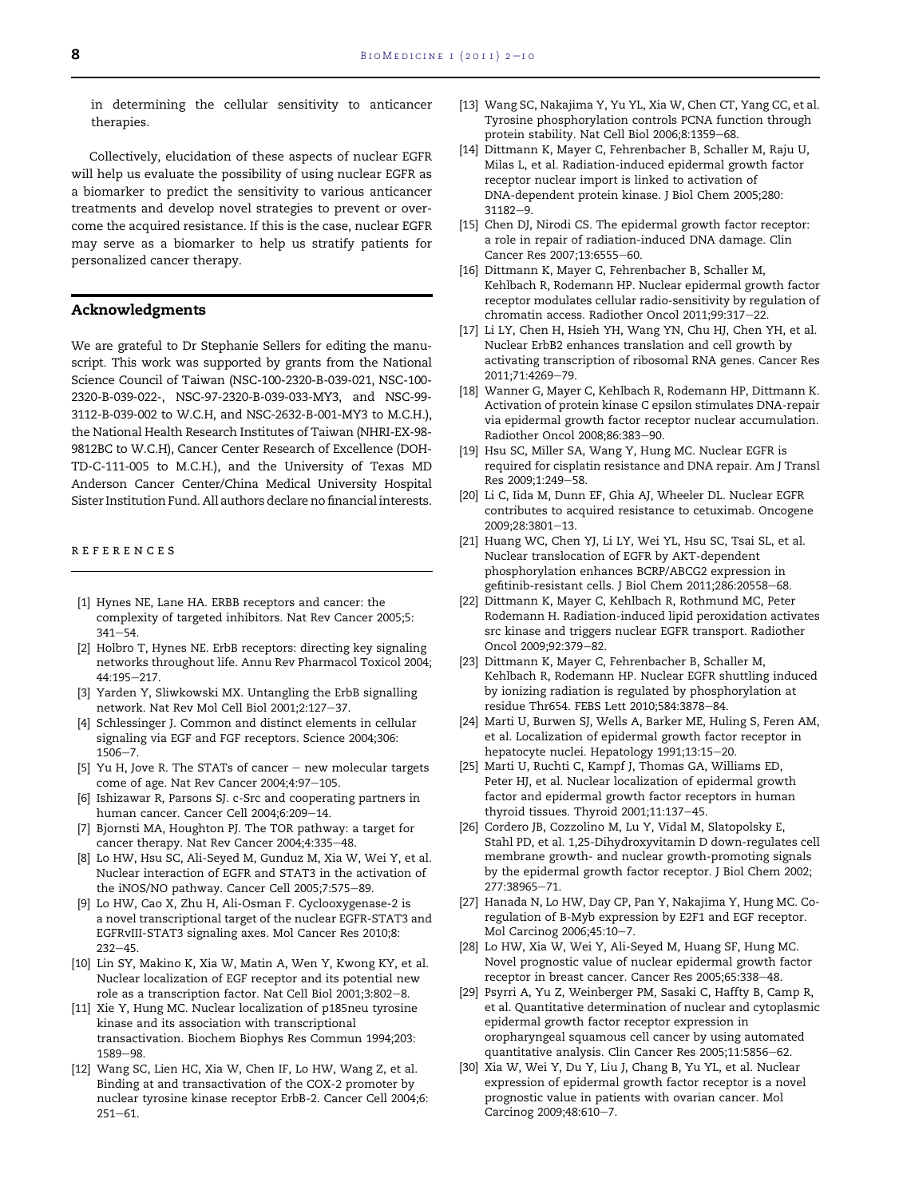in determining the cellular sensitivity to anticancer therapies.

Collectively, elucidation of these aspects of nuclear EGFR will help us evaluate the possibility of using nuclear EGFR as a biomarker to predict the sensitivity to various anticancer treatments and develop novel strategies to prevent or overcome the acquired resistance. If this is the case, nuclear EGFR may serve as a biomarker to help us stratify patients for personalized cancer therapy.

## Acknowledgments

We are grateful to Dr Stephanie Sellers for editing the manuscript. This work was supported by grants from the National Science Council of Taiwan (NSC-100-2320-B-039-021, NSC-100-2320-B-039-022-, NSC-97-2320-B-039-033-MY3, and NSC-99-3112-B-039-002 to W.C.H, and NSC-2632-B-001-MY3 to M.C.H.), the National Health Research Institutes of Taiwan (NHRI-EX-98-9812BC to W.C.H), Cancer Center Research of Excellence (DOH-TD-C-111-005 to M.C.H.), and the University of Texas MD Anderson Cancer Center/China Medical University Hospital Sister Institution Fund. All authors declare no financial interests.

## REFERENCES

[1] Hynes NE, Lane HA. ERBB receptors and cancer: the complexity of targeted inhibitors. Nat Rev Cancer 2005;5:341–54.

[2] Holbro T, Hynes NE. ErbB receptors: directing key signaling networks throughout life. Annu Rev Pharmacol Toxicol 2004;44:195–217.

[3] Yarden Y, Sliwkowski MX. Untangling the ErbB signalling network. Nat Rev Mol Cell Biol 2001;2:127–37.

[4] Schlessinger J. Common and distinct elements in cellular signaling via EGF and FGF receptors. Science 2004;306:1506–7.

[5] Yu H, Jove R. The STATs of cancer – new molecular targets come of age. Nat Rev Cancer 2004;4:97–105.

[6] Ishizawar R, Parsons SJ. c-Src and cooperating partners in human cancer. Cancer Cell 2004;6:209–14.

[7] Bjornsti MA, Houghton PJ. The TOR pathway: a target for cancer therapy. Nat Rev Cancer 2004;4:335–48.

[8] Lo HW, Hsu SC, Ali-Seyed M, Gunduz M, Xia W, Wei Y, et al. Nuclear interaction of EGFR and STAT3 in the activation of the iNOS/NO pathway. Cancer Cell 2005;7:575–89.

[9] Lo HW, Cao X, Zhu H, Ali-Osman F. Cyclooxygenase-2 is a novel transcriptional target of the nuclear EGFR-STAT3 and EGFRvIII-STAT3 signaling axes. Mol Cancer Res 2010;8:232–45.

[10] Lin SY, Makino K, Xia W, Matin A, Wen Y, Kwong KY, et al. Nuclear localization of EGF receptor and its potential new role as a transcription factor. Nat Cell Biol 2001;3:802–8.

[11] Xie Y, Hung MC. Nuclear localization of p185neu tyrosine kinase and its association with transcriptional transactivation. Biochem Biophys Res Commun 1994;203:1589–98.

[12] Wang SC, Lien HC, Xia W, Chen IF, Lo HW, Wang Z, et al. Binding at and transactivation of the COX-2 promoter by nuclear tyrosine kinase receptor ErbB-2. Cancer Cell 2004;6:251–61.

[13] Wang SC, Nakajima Y, Yu YL, Xia W, Chen CT, Yang CC, et al. Tyrosine phosphorylation controls PCNA function through protein stability. Nat Cell Biol 2006;8:1359–68.

[14] Dittmann K, Mayer C, Fehrenbacher B, Schaller M, Raju U, Milas L, et al. Radiation-induced epidermal growth factor receptor nuclear import is linked to activation of DNA-dependent protein kinase. J Biol Chem 2005;280:31182–9.

[15] Chen DJ, Nirodi CS. The epidermal growth factor receptor: a role in repair of radiation-induced DNA damage. Clin Cancer Res 2007;13:6555–60.

[16] Dittmann K, Mayer C, Fehrenbacher B, Schaller M, Kehlbach R, Rodemann HP. Nuclear epidermal growth factor receptor modulates cellular radio-sensitivity by regulation of chromatin access. Radiother Oncol 2011;99:317–22.

[17] Li LY, Chen H, Hsieh YH, Wang YN, Chu HJ, Chen YH, et al. Nuclear ErbB2 enhances translation and cell growth by activating transcription of ribosomal RNA genes. Cancer Res 2011;71:4269–79.

[18] Wanner G, Mayer C, Kehlbach R, Rodemann HP, Dittmann K. Activation of protein kinase C epsilon stimulates DNA-repair via epidermal growth factor receptor nuclear accumulation. Radiother Oncol 2008;86:383–90.

[19] Hsu SC, Miller SA, Wang Y, Hung MC. Nuclear EGFR is required for cisplatin resistance and DNA repair. Am J Transl Res 2009;1:249–58.

[20] Li C, Iida M, Dunn EF, Ghia AJ, Wheeler DL. Nuclear EGFR contributes to acquired resistance to cetuximab. Oncogene 2009;28:3801–13.

[21] Huang WC, Chen YJ, Li LY, Wei YL, Hsu SC, Tsai SL, et al. Nuclear translocation of EGFR by AKT-dependent phosphorylation enhances BCRP/ABCG2 expression in gefitinib-resistant cells. J Biol Chem 2011;286:20558–68.

[22] Dittmann K, Mayer C, Kehlbach R, Rothmund MC, Peter Rodemann H. Radiation-induced lipid peroxidation activates src kinase and triggers nuclear EGFR transport. Radiother Oncol 2009;92:379–82.

[23] Dittmann K, Mayer C, Fehrenbacher B, Schaller M, Kehlbach R, Rodemann HP. Nuclear EGFR shuttling induced by ionizing radiation is regulated by phosphorylation at residue Thr654. FEBS Lett 2010;584:3878–84.

[24] Marti U, Burwen SJ, Wells A, Barker ME, Huling S, Feren AM, et al. Localization of epidermal growth factor receptor in hepatocyte nuclei. Hepatology 1991;13:15–20.

[25] Marti U, Ruchti C, Kampf J, Thomas GA, Williams ED, Peter HJ, et al. Nuclear localization of epidermal growth factor and epidermal growth factor receptors in human thyroid tissues. Thyroid 2001;11:137–45.

[26] Cordero JB, Cozzolino M, Lu Y, Vidal M, Slatopolsky E, Stahl PD, et al. 1,25-Dihydroxyvitamin D down-regulates cell membrane growth- and nuclear growth-promoting signals by the epidermal growth factor receptor. J Biol Chem 2002;277:38965–71.

[27] Hanada N, Lo HW, Day CP, Pan Y, Nakajima Y, Hung MC. Co-regulation of B-Myb expression by E2F1 and EGF receptor. Mol Carcinog 2006;45:10–7.

[28] Lo HW, Xia W, Wei Y, Ali-Seyed M, Huang SF, Hung MC. Novel prognostic value of nuclear epidermal growth factor receptor in breast cancer. Cancer Res 2005;65:338–48.

[29] Psyrri A, Yu Z, Weinberger PM, Sasaki C, Haffty B, Camp R, et al. Quantitative determination of nuclear and cytoplasmic epidermal growth factor receptor expression in oropharyngeal squamous cell cancer by using automated quantitative analysis. Clin Cancer Res 2005;11:5856–62.

[30] Xia W, Wei Y, Du Y, Liu J, Chang B, Yu YL, et al. Nuclear expression of epidermal growth factor receptor is a novel prognostic value in patients with ovarian cancer. Mol Carcinog 2009;48:610–7.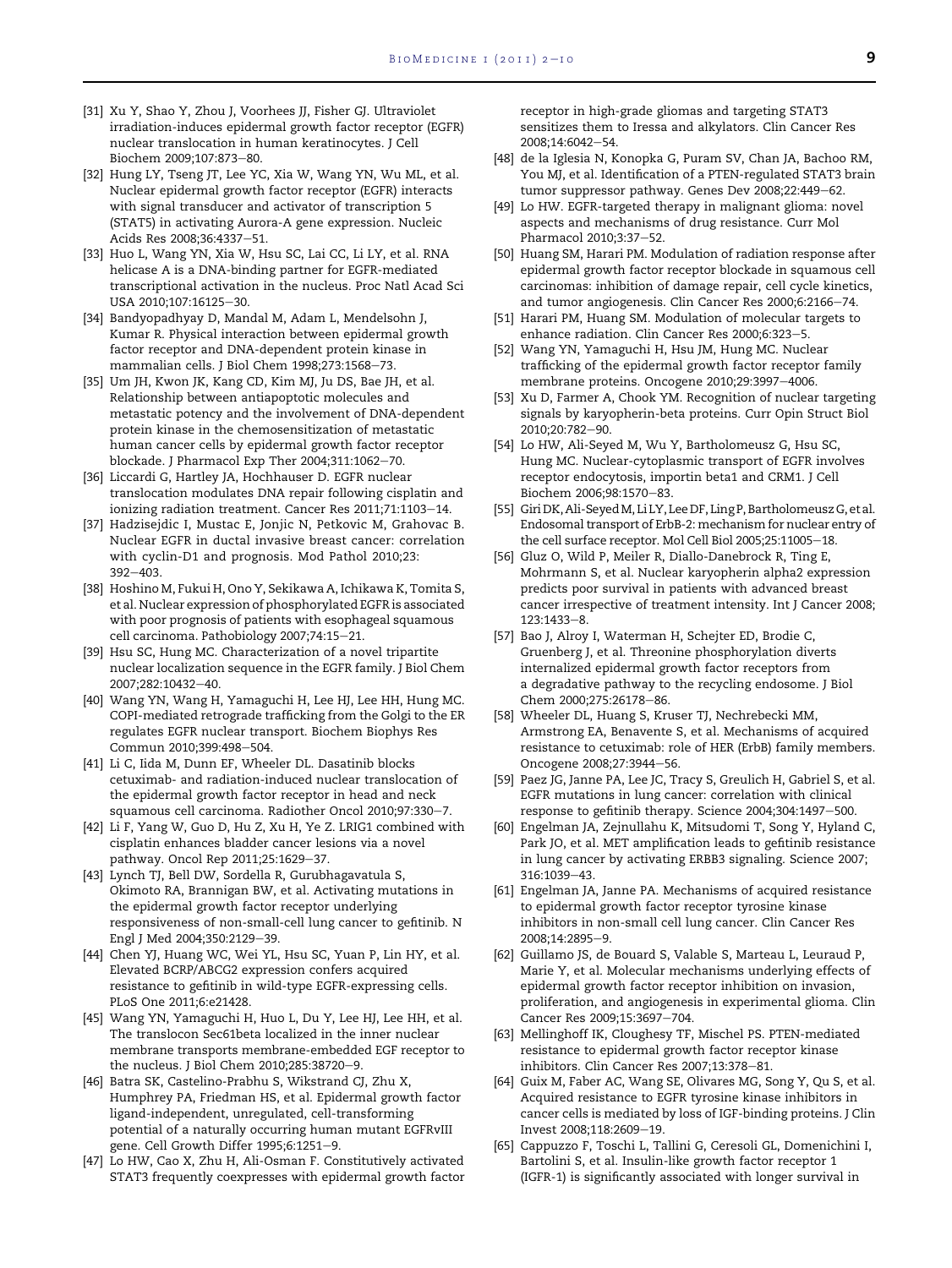[31] Xu Y, Shao Y, Zhou J, Voorhees JJ, Fisher GJ. Ultraviolet irradiation-induces epidermal growth factor receptor (EGFR) nuclear translocation in human keratinocytes. J Cell Biochem 2009;107:873–80.

[32] Hung LY, Tseng JT, Lee YC, Xia W, Wang YN, Wu ML, et al. Nuclear epidermal growth factor receptor (EGFR) interacts with signal transducer and activator of transcription 5 (STAT5) in activating Aurora-A gene expression. Nucleic Acids Res 2008;36:4337–51.

[33] Huo L, Wang YN, Xia W, Hsu SC, Lai CC, Li LY, et al. RNA helicase A is a DNA-binding partner for EGFR-mediated transcriptional activation in the nucleus. Proc Natl Acad Sci USA 2010;107:16125–30.

[34] Bandyopadhyay D, Mandal M, Adam L, Mendelsohn J, Kumar R. Physical interaction between epidermal growth factor receptor and DNA-dependent protein kinase in mammalian cells. J Biol Chem 1998;273:1568–73.

[35] Um JH, Kwon JK, Kang CD, Kim MJ, Ju DS, Bae JH, et al. Relationship between antiapoptotic molecules and metastatic potency and the involvement of DNA-dependent protein kinase in the chemosensitization of metastatic human cancer cells by epidermal growth factor receptor blockade. J Pharmacol Exp Ther 2004;311:1062–70.

[36] Liccardi G, Hartley JA, Hochhauser D. EGFR nuclear translocation modulates DNA repair following cisplatin and ionizing radiation treatment. Cancer Res 2011;71:1103–14.

[37] Hadzisejdic I, Mustac E, Jonjic N, Petkovic M, Grahovac B. Nuclear EGFR in ductal invasive breast cancer: correlation with cyclin-D1 and prognosis. Mod Pathol 2010;23: 392–403.

[38] Hoshino M, Fukui H, Ono Y, Sekikawa A, Ichikawa K, Tomita S, et al. Nuclear expression of phosphorylated EGFR is associated with poor prognosis of patients with esophageal squamous cell carcinoma. Pathobiology 2007;74:15–21.

[39] Hsu SC, Hung MC. Characterization of a novel tripartite nuclear localization sequence in the EGFR family. J Biol Chem 2007;282:10432–40.

[40] Wang YN, Wang H, Yamaguchi H, Lee HJ, Lee HH, Hung MC. COPI-mediated retrograde trafficking from the Golgi to the ER regulates EGFR nuclear transport. Biochem Biophys Res Commun 2010;399:498–504.

[41] Li C, Iida M, Dunn EF, Wheeler DL. Dasatinib blocks cetuximab- and radiation-induced nuclear translocation of the epidermal growth factor receptor in head and neck squamous cell carcinoma. Radiother Oncol 2010;97:330–7.

[42] Li F, Yang W, Guo D, Hu Z, Xu H, Ye Z. LRIG1 combined with cisplatin enhances bladder cancer lesions via a novel pathway. Oncol Rep 2011;25:1629–37.

[43] Lynch TJ, Bell DW, Sordella R, Gurubhagavatula S, Okimoto RA, Brannigan BW, et al. Activating mutations in the epidermal growth factor receptor underlying responsiveness of non-small-cell lung cancer to gefitinib. N Engl J Med 2004;350:2129–39.

[44] Chen YJ, Huang WC, Wei YL, Hsu SC, Yuan P, Lin HY, et al. Elevated BCRP/ABCG2 expression confers acquired resistance to gefitinib in wild-type EGFR-expressing cells. PLoS One 2011;6:e21428.

[45] Wang YN, Yamaguchi H, Huo L, Du Y, Lee HJ, Lee HH, et al. The translocon Sec61beta localized in the inner nuclear membrane transports membrane-embedded EGF receptor to the nucleus. J Biol Chem 2010;285:38720–9.

[46] Batra SK, Castelino-Prabhu S, Wikstrand CJ, Zhu X, Humphrey PA, Friedman HS, et al. Epidermal growth factor ligand-independent, unregulated, cell-transforming potential of a naturally occurring human mutant EGFRvIII gene. Cell Growth Differ 1995;6:1251–9.

[47] Lo HW, Cao X, Zhu H, Ali-Osman F. Constitutively activated STAT3 frequently coexpresses with epidermal growth factor receptor in high-grade gliomas and targeting STAT3 sensitizes them to Iressa and alkylators. Clin Cancer Res 2008;14:6042–54.

[48] de la Iglesia N, Konopka G, Puram SV, Chan JA, Bachoo RM, You MJ, et al. Identification of a PTEN-regulated STAT3 brain tumor suppressor pathway. Genes Dev 2008;22:449–62.

[49] Lo HW. EGFR-targeted therapy in malignant glioma: novel aspects and mechanisms of drug resistance. Curr Mol Pharmacol 2010;3:37–52.

[50] Huang SM, Harari PM. Modulation of radiation response after epidermal growth factor receptor blockade in squamous cell carcinomas: inhibition of damage repair, cell cycle kinetics, and tumor angiogenesis. Clin Cancer Res 2000;6:2166–74.

[51] Harari PM, Huang SM. Modulation of molecular targets to enhance radiation. Clin Cancer Res 2000;6:323–5.

[52] Wang YN, Yamaguchi H, Hsu JM, Hung MC. Nuclear trafficking of the epidermal growth factor receptor family membrane proteins. Oncogene 2010;29:3997–4006.

[53] Xu D, Farmer A, Chook YM. Recognition of nuclear targeting signals by karyopherin-beta proteins. Curr Opin Struct Biol 2010;20:782–90.

[54] Lo HW, Ali-Seyed M, Wu Y, Bartholomeusz G, Hsu SC, Hung MC. Nuclear-cytoplasmic transport of EGFR involves receptor endocytosis, importin beta1 and CRM1. J Cell Biochem 2006;98:1570–83.

[55] Giri DK, Ali-Seyed M, Li LY, Lee DF, Ling P, Bartholomeusz G, et al. Endosomal transport of ErbB-2: mechanism for nuclear entry of the cell surface receptor. Mol Cell Biol 2005;25:11005–18.

[56] Gluz O, Wild P, Meiler R, Diallo-Danebrock R, Ting E, Mohrmann S, et al. Nuclear karyopherin alpha2 expression predicts poor survival in patients with advanced breast cancer irrespective of treatment intensity. Int J Cancer 2008; 123:1433–8.

[57] Bao J, Alroy I, Waterman H, Schejter ED, Brodie C, Gruenberg J, et al. Threonine phosphorylation diverts internalized epidermal growth factor receptors from a degradative pathway to the recycling endosome. J Biol Chem 2000;275:26178–86.

[58] Wheeler DL, Huang S, Kruser TJ, Nechrebecki MM, Armstrong EA, Benavente S, et al. Mechanisms of acquired resistance to cetuximab: role of HER (ErbB) family members. Oncogene 2008;27:3944–56.

[59] Paez JG, Janne PA, Lee JC, Tracy S, Greulich H, Gabriel S, et al. EGFR mutations in lung cancer: correlation with clinical response to gefitinib therapy. Science 2004;304:1497–500.

[60] Engelman JA, Zejnullahu K, Mitsudomi T, Song Y, Hyland C, Park JO, et al. MET amplification leads to gefitinib resistance in lung cancer by activating ERBB3 signaling. Science 2007; 316:1039–43.

[61] Engelman JA, Janne PA. Mechanisms of acquired resistance to epidermal growth factor receptor tyrosine kinase inhibitors in non-small cell lung cancer. Clin Cancer Res 2008;14:2895–9.

[62] Guillamo JS, de Bouard S, Valable S, Marteau L, Leuraud P, Marie Y, et al. Molecular mechanisms underlying effects of epidermal growth factor receptor inhibition on invasion, proliferation, and angiogenesis in experimental glioma. Clin Cancer Res 2009;15:3697–704.

[63] Mellinghoff IK, Cloughesy TF, Mischel PS. PTEN-mediated resistance to epidermal growth factor receptor kinase inhibitors. Clin Cancer Res 2007;13:378–81.

[64] Guix M, Faber AC, Wang SE, Olivares MG, Song Y, Qu S, et al. Acquired resistance to EGFR tyrosine kinase inhibitors in cancer cells is mediated by loss of IGF-binding proteins. J Clin Invest 2008;118:2609–19.

[65] Cappuzzo F, Toschi L, Tallini G, Ceresoli GL, Domenichini I, Bartolini S, et al. Insulin-like growth factor receptor 1 (IGFR-1) is significantly associated with longer survival in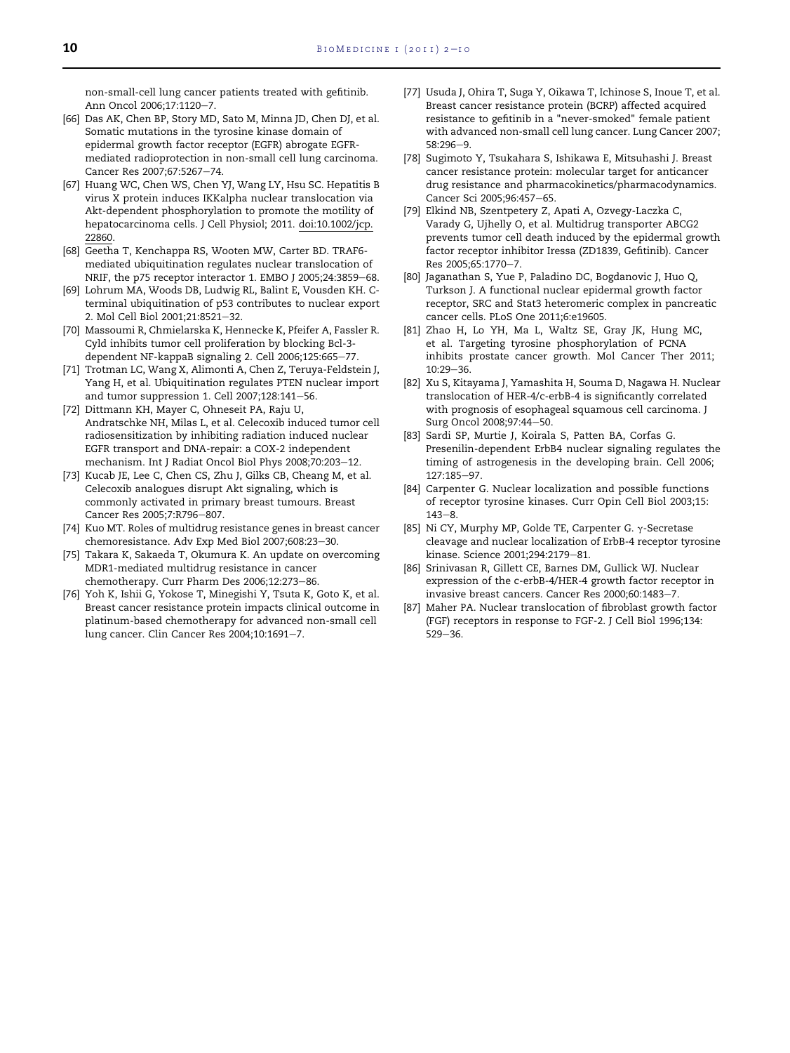non-small-cell lung cancer patients treated with gefitinib. Ann Oncol 2006;17:1120–7.

[66] Das AK, Chen BP, Story MD, Sato M, Minna JD, Chen DJ, et al. Somatic mutations in the tyrosine kinase domain of epidermal growth factor receptor (EGFR) abrogate EGFR-mediated radioprotection in non-small cell lung carcinoma. Cancer Res 2007;67:5267–74.

[67] Huang WC, Chen WS, Chen YJ, Wang LY, Hsu SC. Hepatitis B virus X protein induces IKKalpha nuclear translocation via Akt-dependent phosphorylation to promote the motility of hepatocarcinoma cells. J Cell Physiol; 2011. doi:10.1002/jcp.22860.

[68] Geetha T, Kenchappa RS, Wooten MW, Carter BD. TRAF6-mediated ubiquitination regulates nuclear translocation of NRIF, the p75 receptor interactor 1. EMBO J 2005;24:3859–68.

[69] Lohrum MA, Woods DB, Ludwig RL, Balint E, Vousden KH. C-terminal ubiquitination of p53 contributes to nuclear export 2. Mol Cell Biol 2001;21:8521–32.

[70] Massoumi R, Chmielarska K, Hennecke K, Pfeifer A, Fassler R. Cyld inhibits tumor cell proliferation by blocking Bcl-3-dependent NF-kappaB signaling 2. Cell 2006;125:665–77.

[71] Trotman LC, Wang X, Alimonti A, Chen Z, Teruya-Feldstein J, Yang H, et al. Ubiquitination regulates PTEN nuclear import and tumor suppression 1. Cell 2007;128:141–56.

[72] Dittmann KH, Mayer C, Ohneseit PA, Raju U, Andratschke NH, Milas L, et al. Celecoxib induced tumor cell radiosensitization by inhibiting radiation induced nuclear EGFR transport and DNA-repair: a COX-2 independent mechanism. Int J Radiat Oncol Biol Phys 2008;70:203–12.

[73] Kucab JE, Lee C, Chen CS, Zhu J, Gilks CB, Cheang M, et al. Celecoxib analogues disrupt Akt signaling, which is commonly activated in primary breast tumours. Breast Cancer Res 2005;7:R796–807.

[74] Kuo MT. Roles of multidrug resistance genes in breast cancer chemoresistance. Adv Exp Med Biol 2007;608:23–30.

[75] Takara K, Sakaeda T, Okumura K. An update on overcoming MDR1-mediated multidrug resistance in cancer chemotherapy. Curr Pharm Des 2006;12:273–86.

[76] Yoh K, Ishii G, Yokose T, Minegishi Y, Tsuta K, Goto K, et al. Breast cancer resistance protein impacts clinical outcome in platinum-based chemotherapy for advanced non-small cell lung cancer. Clin Cancer Res 2004;10:1691–7.

[77] Usuda J, Ohira T, Suga Y, Oikawa T, Ichinose S, Inoue T, et al. Breast cancer resistance protein (BCRP) affected acquired resistance to gefitinib in a "never-smoked" female patient with advanced non-small cell lung cancer. Lung Cancer 2007;58:296–9.

[78] Sugimoto Y, Tsukahara S, Ishikawa E, Mitsuhashi J. Breast cancer resistance protein: molecular target for anticancer drug resistance and pharmacokinetics/pharmacodynamics. Cancer Sci 2005;96:457–65.

[79] Elkind NB, Szentpetery Z, Apati A, Ozvegy-Laczka C, Varady G, Ujhelly O, et al. Multidrug transporter ABCG2 prevents tumor cell death induced by the epidermal growth factor receptor inhibitor Iressa (ZD1839, Gefitinib). Cancer Res 2005;65:1770–7.

[80] Jaganathan S, Yue P, Paladino DC, Bogdanovic J, Huo Q, Turkson J. A functional nuclear epidermal growth factor receptor, SRC and Stat3 heteromeric complex in pancreatic cancer cells. PLoS One 2011;6:e19605.

[81] Zhao H, Lo YH, Ma L, Waltz SE, Gray JK, Hung MC, et al. Targeting tyrosine phosphorylation of PCNA inhibits prostate cancer growth. Mol Cancer Ther 2011;10:29–36.

[82] Xu S, Kitayama J, Yamashita H, Souma D, Nagawa H. Nuclear translocation of HER-4/c-erbB-4 is significantly correlated with prognosis of esophageal squamous cell carcinoma. J Surg Oncol 2008;97:44–50.

[83] Sardi SP, Murtie J, Koirala S, Patten BA, Corfas G. Presenilin-dependent ErbB4 nuclear signaling regulates the timing of astrogenesis in the developing brain. Cell 2006;127:185–97.

[84] Carpenter G. Nuclear localization and possible functions of receptor tyrosine kinases. Curr Opin Cell Biol 2003;15:143–8.

[85] Ni CY, Murphy MP, Golde TE, Carpenter G. $\gamma$-Secretase cleavage and nuclear localization of ErbB-4 receptor tyrosine kinase. Science 2001;294:2179–81.

[86] Srinivasan R, Gillett CE, Barnes DM, Gullick WJ. Nuclear expression of the c-erbB-4/HER-4 growth factor receptor in invasive breast cancers. Cancer Res 2000;60:1483–7.

[87] Maher PA. Nuclear translocation of fibroblast growth factor (FGF) receptors in response to FGF-2. J Cell Biol 1996;134:529–36.